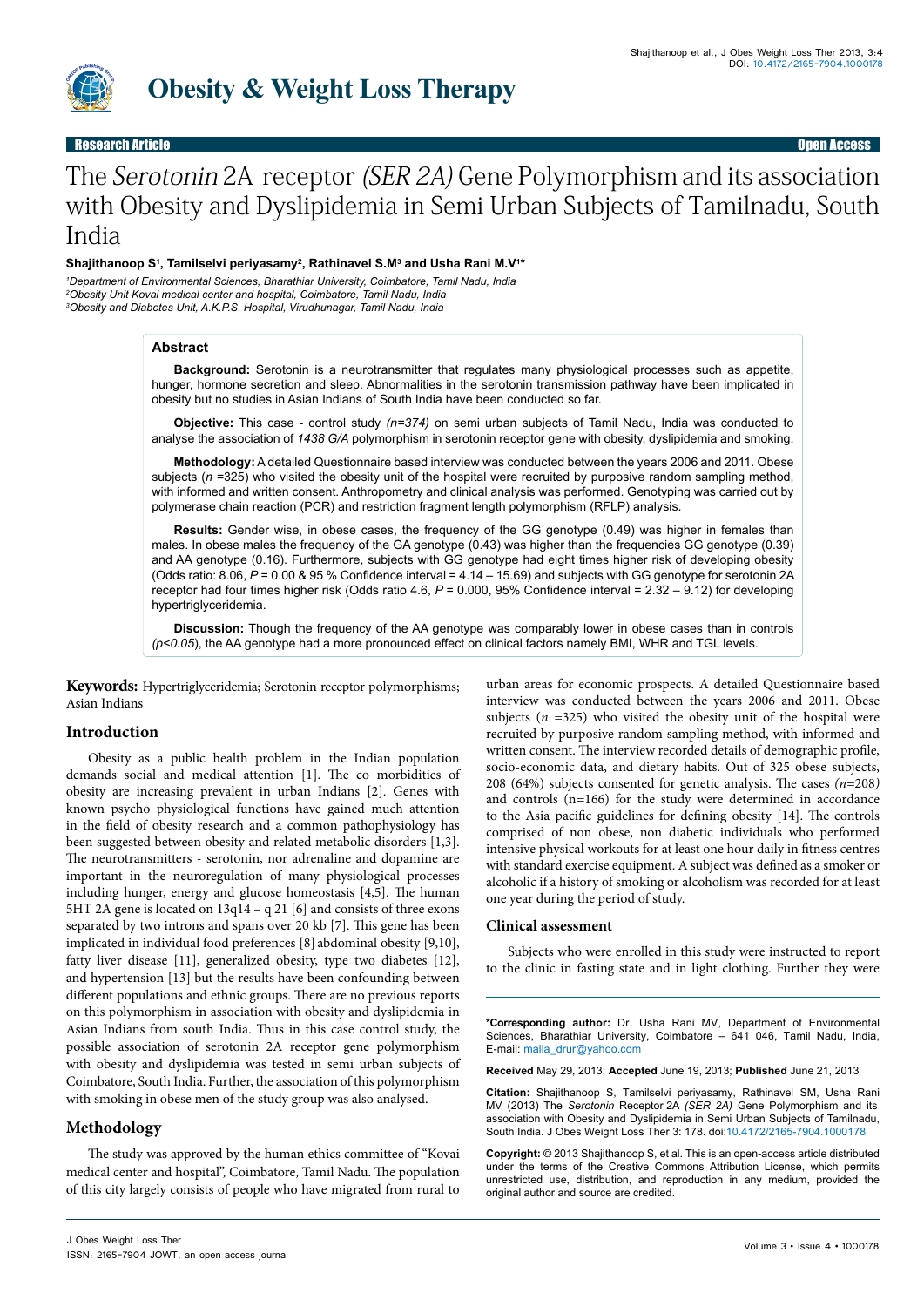Research Article — Open Access

# The *Serotonin* 2A receptor *(SER 2A)* Gene Polymorphism and its association with Obesity and Dyslipidemia in Semi Urban Subjects of Tamilnadu, South India

**Shajithanoop S[1], Tamilselvi periyasamy[2], Rathinavel S.M[3] and Usha Rani M.V[1]***

*[1]Department of Environmental Sciences, Bharathiar University, Coimbatore, Tamil Nadu, India*
*[2]Obesity Unit Kovai medical center and hospital, Coimbatore, Tamil Nadu, India*
*[3]Obesity and Diabetes Unit, A.K.P.S. Hospital, Virudhunagar, Tamil Nadu, India*

## Abstract

**Background:** Serotonin is a neurotransmitter that regulates many physiological processes such as appetite, hunger, hormone secretion and sleep. Abnormalities in the serotonin transmission pathway have been implicated in obesity but no studies in Asian Indians of South India have been conducted so far.

**Objective:** This case - control study *(n=374)* on semi urban subjects of Tamil Nadu, India was conducted to analyse the association of *1438 G/A* polymorphism in serotonin receptor gene with obesity, dyslipidemia and smoking.

**Methodology:** A detailed Questionnaire based interview was conducted between the years 2006 and 2011. Obese subjects (*n* =325) who visited the obesity unit of the hospital were recruited by purposive random sampling method, with informed and written consent. Anthropometry and clinical analysis was performed. Genotyping was carried out by polymerase chain reaction (PCR) and restriction fragment length polymorphism (RFLP) analysis.

**Results:** Gender wise, in obese cases, the frequency of the GG genotype (0.49) was higher in females than males. In obese males the frequency of the GA genotype (0.43) was higher than the frequencies GG genotype (0.39) and AA genotype (0.16). Furthermore, subjects with GG genotype had eight times higher risk of developing obesity (Odds ratio: 8.06, *P* = 0.00 & 95 % Confidence interval = 4.14 – 15.69) and subjects with GG genotype for serotonin 2A receptor had four times higher risk (Odds ratio 4.6, *P* = 0.000, 95% Confidence interval = 2.32 – 9.12) for developing hypertriglyceridemia.

**Discussion:** Though the frequency of the AA genotype was comparably lower in obese cases than in controls *($p<0.05$)*, the AA genotype had a more pronounced effect on clinical factors namely BMI, WHR and TGL levels.

**Keywords:** Hypertriglyceridemia; Serotonin receptor polymorphisms; Asian Indians

## Introduction

Obesity as a public health problem in the Indian population demands social and medical attention [1]. The co morbidities of obesity are increasing prevalent in urban Indians [2]. Genes with known psycho physiological functions have gained much attention in the field of obesity research and a common pathophysiology has been suggested between obesity and related metabolic disorders [1,3]. The neurotransmitters - serotonin, nor adrenaline and dopamine are important in the neuroregulation of many physiological processes including hunger, energy and glucose homeostasis [4,5]. The human 5HT 2A gene is located on 13q14 – q 21 [6] and consists of three exons separated by two introns and spans over 20 kb [7]. This gene has been implicated in individual food preferences [8] abdominal obesity [9,10], fatty liver disease [11], generalized obesity, type two diabetes [12], and hypertension [13] but the results have been confounding between different populations and ethnic groups. There are no previous reports on this polymorphism in association with obesity and dyslipidemia in Asian Indians from south India. Thus in this case control study, the possible association of serotonin 2A receptor gene polymorphism with obesity and dyslipidemia was tested in semi urban subjects of Coimbatore, South India. Further, the association of this polymorphism with smoking in obese men of the study group was also analysed.

## Methodology

The study was approved by the human ethics committee of "Kovai medical center and hospital", Coimbatore, Tamil Nadu. The population of this city largely consists of people who have migrated from rural to urban areas for economic prospects. A detailed Questionnaire based interview was conducted between the years 2006 and 2011. Obese subjects (*n* =325) who visited the obesity unit of the hospital were recruited by purposive random sampling method, with informed and written consent. The interview recorded details of demographic profile, socio-economic data, and dietary habits. Out of 325 obese subjects, 208 (64%) subjects consented for genetic analysis. The cases (*n*=208*)* and controls (n=166) for the study were determined in accordance to the Asia pacific guidelines for defining obesity [14]. The controls comprised of non obese, non diabetic individuals who performed intensive physical workouts for at least one hour daily in fitness centres with standard exercise equipment. A subject was defined as a smoker or alcoholic if a history of smoking or alcoholism was recorded for at least one year during the period of study.

### Clinical assessment

Subjects who were enrolled in this study were instructed to report to the clinic in fasting state and in light clothing. Further they were

---

***Corresponding author:** Dr. Usha Rani MV, Department of Environmental Sciences, Bharathiar University, Coimbatore – 641 046, Tamil Nadu, India, E-mail: malla_drur@yahoo.com

**Received** May 29, 2013; **Accepted** June 19, 2013; **Published** June 21, 2013

**Citation:** Shajithanoop S, Tamilselvi periyasamy, Rathinavel SM, Usha Rani MV (2013) The *Serotonin* Receptor 2A *(SER 2A)* Gene Polymorphism and its association with Obesity and Dyslipidemia in Semi Urban Subjects of Tamilnadu, South India. J Obes Weight Loss Ther 3: 178. doi:10.4172/2165-7904.1000178

**Copyright:** © 2013 Shajithanoop S, et al. This is an open-access article distributed under the terms of the Creative Commons Attribution License, which permits unrestricted use, distribution, and reproduction in any medium, provided the original author and source are credited.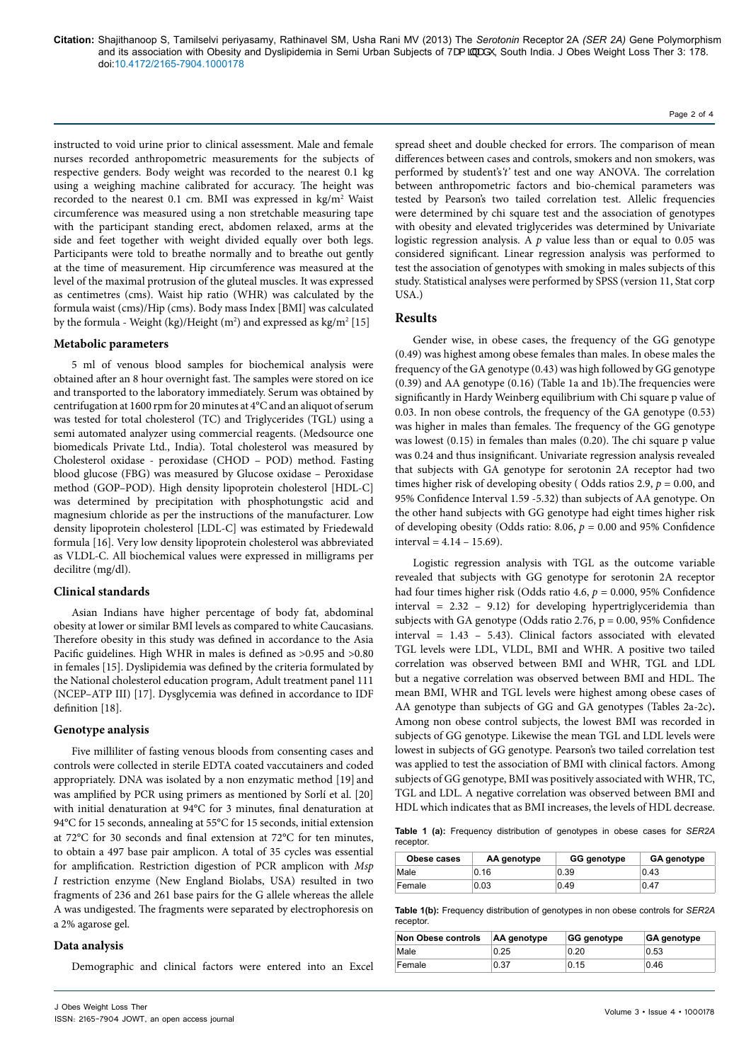instructed to void urine prior to clinical assessment. Male and female nurses recorded anthropometric measurements for the subjects of respective genders. Body weight was recorded to the nearest 0.1 kg using a weighing machine calibrated for accuracy. The height was recorded to the nearest 0.1 cm. BMI was expressed in kg/m$^2$ Waist circumference was measured using a non stretchable measuring tape with the participant standing erect, abdomen relaxed, arms at the side and feet together with weight divided equally over both legs. Participants were told to breathe normally and to breathe out gently at the time of measurement. Hip circumference was measured at the level of the maximal protrusion of the gluteal muscles. It was expressed as centimetres (cms). Waist hip ratio (WHR) was calculated by the formula waist (cms)/Hip (cms). Body mass Index [BMI] was calculated by the formula - Weight (kg)/Height (m$^2$) and expressed as kg/m$^2$ [15]

### Metabolic parameters

5 ml of venous blood samples for biochemical analysis were obtained after an 8 hour overnight fast. The samples were stored on ice and transported to the laboratory immediately. Serum was obtained by centrifugation at 1600 rpm for 20 minutes at 4°C and an aliquot of serum was tested for total cholesterol (TC) and Triglycerides (TGL) using a semi automated analyzer using commercial reagents. (Medsource one biomedicals Private Ltd., India). Total cholesterol was measured by Cholesterol oxidase - peroxidase (CHOD – POD) method. Fasting blood glucose (FBG) was measured by Glucose oxidase – Peroxidase method (GOP–POD). High density lipoprotein cholesterol [HDL-C] was determined by precipitation with phosphotungstic acid and magnesium chloride as per the instructions of the manufacturer. Low density lipoprotein cholesterol [LDL-C] was estimated by Friedewald formula [16]. Very low density lipoprotein cholesterol was abbreviated as VLDL-C. All biochemical values were expressed in milligrams per decilitre (mg/dl).

### Clinical standards

Asian Indians have higher percentage of body fat, abdominal obesity at lower or similar BMI levels as compared to white Caucasians. Therefore obesity in this study was defined in accordance to the Asia Pacific guidelines. High WHR in males is defined as >0.95 and >0.80 in females [15]. Dyslipidemia was defined by the criteria formulated by the National cholesterol education program, Adult treatment panel 111 (NCEP–ATP III) [17]. Dysglycemia was defined in accordance to IDF definition [18].

### Genotype analysis

Five milliliter of fasting venous bloods from consenting cases and controls were collected in sterile EDTA coated vaccutainers and coded appropriately. DNA was isolated by a non enzymatic method [19] and was amplified by PCR using primers as mentioned by Sorlí et al. [20] with initial denaturation at 94°C for 3 minutes, final denaturation at 94°C for 15 seconds, annealing at 55°C for 15 seconds, initial extension at 72°C for 30 seconds and final extension at 72°C for ten minutes, to obtain a 497 base pair amplicon. A total of 35 cycles was essential for amplification. Restriction digestion of PCR amplicon with *Msp I* restriction enzyme (New England Biolabs, USA) resulted in two fragments of 236 and 261 base pairs for the G allele whereas the allele A was undigested. The fragments were separated by electrophoresis on a 2% agarose gel.

### Data analysis

Demographic and clinical factors were entered into an Excel spread sheet and double checked for errors. The comparison of mean differences between cases and controls, smokers and non smokers, was performed by student's '*t*' test and one way ANOVA. The correlation between anthropometric factors and bio-chemical parameters was tested by Pearson's two tailed correlation test. Allelic frequencies were determined by chi square test and the association of genotypes with obesity and elevated triglycerides was determined by Univariate logistic regression analysis. A *p* value less than or equal to 0.05 was considered significant. Linear regression analysis was performed to test the association of genotypes with smoking in males subjects of this study. Statistical analyses were performed by SPSS (version 11, Stat corp USA.)

## Results

Gender wise, in obese cases, the frequency of the GG genotype (0.49) was highest among obese females than males. In obese males the frequency of the GA genotype (0.43) was high followed by GG genotype (0.39) and AA genotype (0.16) (Table 1a and 1b).The frequencies were significantly in Hardy Weinberg equilibrium with Chi square p value of 0.03. In non obese controls, the frequency of the GA genotype (0.53) was higher in males than females. The frequency of the GG genotype was lowest (0.15) in females than males (0.20). The chi square p value was 0.24 and thus insignificant. Univariate regression analysis revealed that subjects with GA genotype for serotonin 2A receptor had two times higher risk of developing obesity ( Odds ratios 2.9, $p = 0.00$, and 95% Confidence Interval 1.59 -5.32) than subjects of AA genotype. On the other hand subjects with GG genotype had eight times higher risk of developing obesity (Odds ratio: 8.06, $p = 0.00$ and 95% Confidence interval = 4.14 – 15.69).

Logistic regression analysis with TGL as the outcome variable revealed that subjects with GG genotype for serotonin 2A receptor had four times higher risk (Odds ratio 4.6, $p = 0.000$, 95% Confidence interval = 2.32 – 9.12) for developing hypertriglyceridemia than subjects with GA genotype (Odds ratio 2.76, p = 0.00, 95% Confidence interval = 1.43 – 5.43). Clinical factors associated with elevated TGL levels were LDL, VLDL, BMI and WHR. A positive two tailed correlation was observed between BMI and WHR, TGL and LDL but a negative correlation was observed between BMI and HDL. The mean BMI, WHR and TGL levels were highest among obese cases of AA genotype than subjects of GG and GA genotypes (Tables 2a-2c)**.** Among non obese control subjects, the lowest BMI was recorded in subjects of GG genotype. Likewise the mean TGL and LDL levels were lowest in subjects of GG genotype. Pearson's two tailed correlation test was applied to test the association of BMI with clinical factors. Among subjects of GG genotype, BMI was positively associated with WHR, TC, TGL and LDL. A negative correlation was observed between BMI and HDL which indicates that as BMI increases, the levels of HDL decrease.

**Table 1 (a):** Frequency distribution of genotypes in obese cases for *SER2A* receptor.

| Obese cases | AA genotype | GG genotype | GA genotype |
|---|---|---|---|
| Male | 0.16 | 0.39 | 0.43 |
| Female | 0.03 | 0.49 | 0.47 |

**Table 1(b):** Frequency distribution of genotypes in non obese controls for *SER2A* receptor.

| Non Obese controls | AA genotype | GG genotype | GA genotype |
|---|---|---|---|
| Male | 0.25 | 0.20 | 0.53 |
| Female | 0.37 | 0.15 | 0.46 |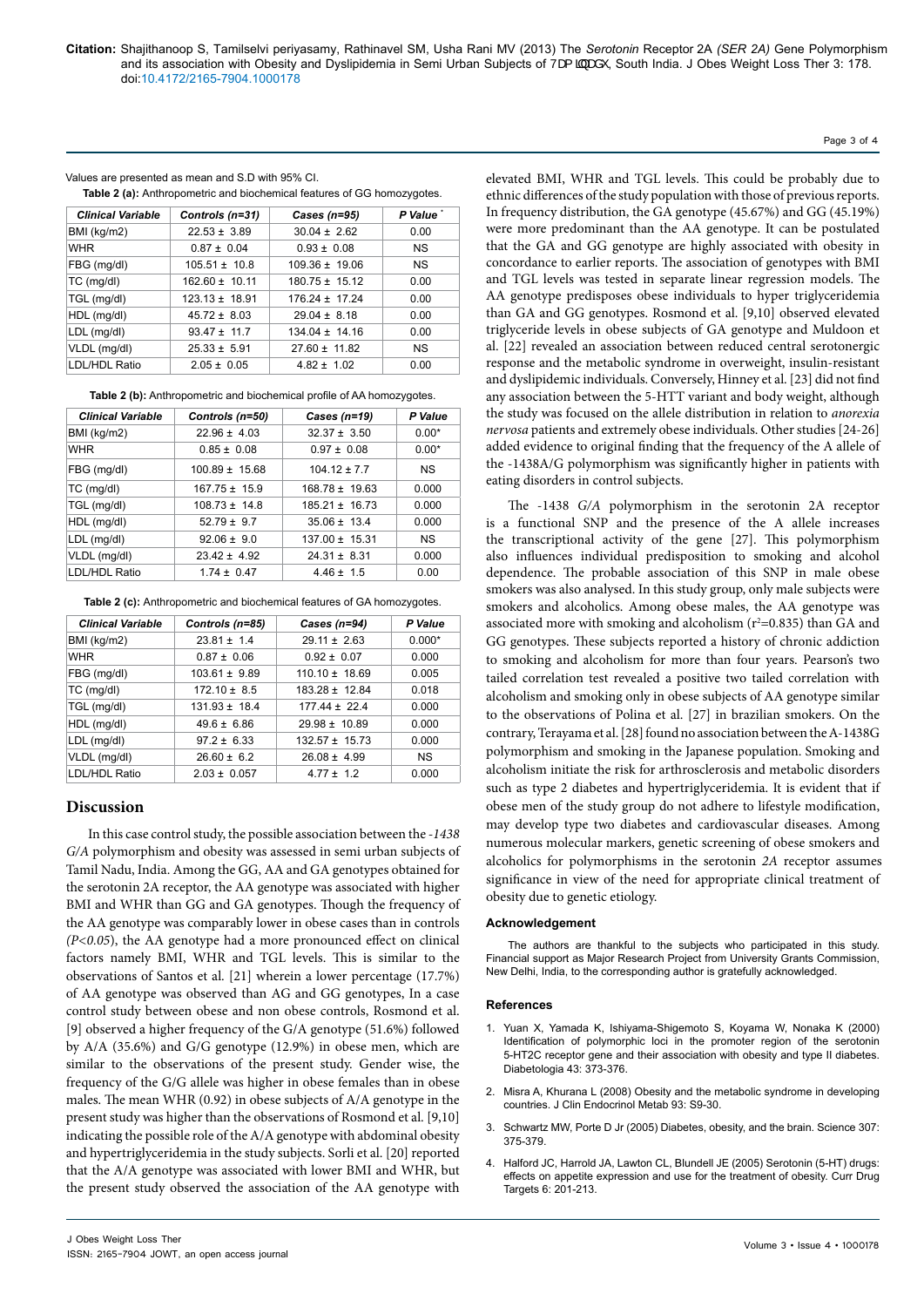Values are presented as mean and S.D with 95% CI.

**Table 2 (a):** Anthropometric and biochemical features of GG homozygotes.

| Clinical Variable | Controls (n=31) | Cases (n=95) | P Value * |
|---|---|---|---|
| BMI (kg/m2) | 22.53 ± 3.89 | 30.04 ± 2.62 | 0.00 |
| WHR | 0.87 ± 0.04 | 0.93 ± 0.08 | NS |
| FBG (mg/dl) | 105.51 ± 10.8 | 109.36 ± 19.06 | NS |
| TC (mg/dl) | 162.60 ± 10.11 | 180.75 ± 15.12 | 0.00 |
| TGL (mg/dl) | 123.13 ± 18.91 | 176.24 ± 17.24 | 0.00 |
| HDL (mg/dl) | 45.72 ± 8.03 | 29.04 ± 8.18 | 0.00 |
| LDL (mg/dl) | 93.47 ± 11.7 | 134.04 ± 14.16 | 0.00 |
| VLDL (mg/dl) | 25.33 ± 5.91 | 27.60 ± 11.82 | NS |
| LDL/HDL Ratio | 2.05 ± 0.05 | 4.82 ± 1.02 | 0.00 |

**Table 2 (b):** Anthropometric and biochemical profile of AA homozygotes.

| Clinical Variable | Controls (n=50) | Cases (n=19) | P Value |
|---|---|---|---|
| BMI (kg/m2) | 22.96 ± 4.03 | 32.37 ± 3.50 | 0.00* |
| WHR | 0.85 ± 0.08 | 0.97 ± 0.08 | 0.00* |
| FBG (mg/dl) | 100.89 ± 15.68 | 104.12 ± 7.7 | NS |
| TC (mg/dl) | 167.75 ± 15.9 | 168.78 ± 19.63 | 0.000 |
| TGL (mg/dl) | 108.73 ± 14.8 | 185.21 ± 16.73 | 0.000 |
| HDL (mg/dl) | 52.79 ± 9.7 | 35.06 ± 13.4 | 0.000 |
| LDL (mg/dl) | 92.06 ± 9.0 | 137.00 ± 15.31 | NS |
| VLDL (mg/dl) | 23.42 ± 4.92 | 24.31 ± 8.31 | 0.000 |
| LDL/HDL Ratio | 1.74 ± 0.47 | 4.46 ± 1.5 | 0.00 |

**Table 2 (c):** Anthropometric and biochemical features of GA homozygotes.

| Clinical Variable | Controls (n=85) | Cases (n=94) | P Value |
|---|---|---|---|
| BMI (kg/m2) | 23.81 ± 1.4 | 29.11 ± 2.63 | 0.000* |
| WHR | 0.87 ± 0.06 | 0.92 ± 0.07 | 0.000 |
| FBG (mg/dl) | 103.61 ± 9.89 | 110.10 ± 18.69 | 0.005 |
| TC (mg/dl) | 172.10 ± 8.5 | 183.28 ± 12.84 | 0.018 |
| TGL (mg/dl) | 131.93 ± 18.4 | 177.44 ± 22.4 | 0.000 |
| HDL (mg/dl) | 49.6 ± 6.86 | 29.98 ± 10.89 | 0.000 |
| LDL (mg/dl) | 97.2 ± 6.33 | 132.57 ± 15.73 | 0.000 |
| VLDL (mg/dl) | 26.60 ± 6.2 | 26.08 ± 4.99 | NS |
| LDL/HDL Ratio | 2.03 ± 0.057 | 4.77 ± 1.2 | 0.000 |

## Discussion

In this case control study, the possible association between the *-1438 G/A* polymorphism and obesity was assessed in semi urban subjects of Tamil Nadu, India. Among the GG, AA and GA genotypes obtained for the serotonin 2A receptor, the AA genotype was associated with higher BMI and WHR than GG and GA genotypes. Though the frequency of the AA genotype was comparably lower in obese cases than in controls *($P<0.05$)*, the AA genotype had a more pronounced effect on clinical factors namely BMI, WHR and TGL levels. This is similar to the observations of Santos et al. [21] wherein a lower percentage (17.7%) of AA genotype was observed than AG and GG genotypes, In a case control study between obese and non obese controls, Rosmond et al. [9] observed a higher frequency of the G/A genotype (51.6%) followed by A/A (35.6%) and G/G genotype (12.9%) in obese men, which are similar to the observations of the present study. Gender wise, the frequency of the G/G allele was higher in obese females than in obese males. The mean WHR (0.92) in obese subjects of A/A genotype in the present study was higher than the observations of Rosmond et al. [9,10] indicating the possible role of the A/A genotype with abdominal obesity and hypertriglyceridemia in the study subjects. Sorli et al. [20] reported that the A/A genotype was associated with lower BMI and WHR, but the present study observed the association of the AA genotype with elevated BMI, WHR and TGL levels. This could be probably due to ethnic differences of the study population with those of previous reports. In frequency distribution, the GA genotype (45.67%) and GG (45.19%) were more predominant than the AA genotype. It can be postulated that the GA and GG genotype are highly associated with obesity in concordance to earlier reports. The association of genotypes with BMI and TGL levels was tested in separate linear regression models. The AA genotype predisposes obese individuals to hyper triglyceridemia than GA and GG genotypes. Rosmond et al. [9,10] observed elevated triglyceride levels in obese subjects of GA genotype and Muldoon et al. [22] revealed an association between reduced central serotonergic response and the metabolic syndrome in overweight, insulin-resistant and dyslipidemic individuals. Conversely, Hinney et al. [23] did not find any association between the 5-HTT variant and body weight, although the study was focused on the allele distribution in relation to *anorexia nervosa* patients and extremely obese individuals. Other studies [24-26] added evidence to original finding that the frequency of the A allele of the -1438A/G polymorphism was significantly higher in patients with eating disorders in control subjects.

The -1438 *G/A* polymorphism in the serotonin 2A receptor is a functional SNP and the presence of the A allele increases the transcriptional activity of the gene [27]. This polymorphism also influences individual predisposition to smoking and alcohol dependence. The probable association of this SNP in male obese smokers was also analysed. In this study group, only male subjects were smokers and alcoholics. Among obese males, the AA genotype was associated more with smoking and alcoholism ($r^2$=0.835) than GA and GG genotypes. These subjects reported a history of chronic addiction to smoking and alcoholism for more than four years. Pearson's two tailed correlation test revealed a positive two tailed correlation with alcoholism and smoking only in obese subjects of AA genotype similar to the observations of Polina et al. [27] in brazilian smokers. On the contrary, Terayama et al. [28] found no association between the A-1438G polymorphism and smoking in the Japanese population. Smoking and alcoholism initiate the risk for arthrosclerosis and metabolic disorders such as type 2 diabetes and hypertriglyceridemia. It is evident that if obese men of the study group do not adhere to lifestyle modification, may develop type two diabetes and cardiovascular diseases. Among numerous molecular markers, genetic screening of obese smokers and alcoholics for polymorphisms in the serotonin *2A* receptor assumes significance in view of the need for appropriate clinical treatment of obesity due to genetic etiology.

### Acknowledgement

The authors are thankful to the subjects who participated in this study. Financial support as Major Research Project from University Grants Commission, New Delhi, India, to the corresponding author is gratefully acknowledged.

### References

1. Yuan X, Yamada K, Ishiyama-Shigemoto S, Koyama W, Nonaka K (2000) Identification of polymorphic loci in the promoter region of the serotonin 5-HT2C receptor gene and their association with obesity and type II diabetes. Diabetologia 43: 373-376.
2. Misra A, Khurana L (2008) Obesity and the metabolic syndrome in developing countries. J Clin Endocrinol Metab 93: S9-30.
3. Schwartz MW, Porte D Jr (2005) Diabetes, obesity, and the brain. Science 307: 375-379.
4. Halford JC, Harrold JA, Lawton CL, Blundell JE (2005) Serotonin (5-HT) drugs: effects on appetite expression and use for the treatment of obesity. Curr Drug Targets 6: 201-213.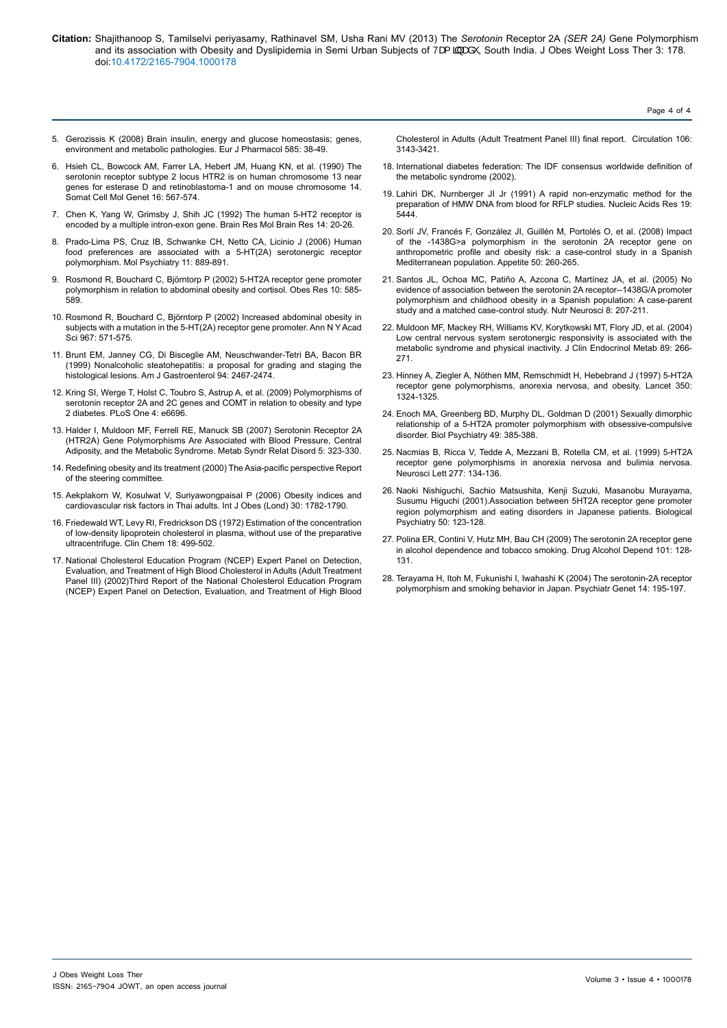5. Gerozissis K (2008) Brain insulin, energy and glucose homeostasis; genes, environment and metabolic pathologies. Eur J Pharmacol 585: 38-49.
6. Hsieh CL, Bowcock AM, Farrer LA, Hebert JM, Huang KN, et al. (1990) The serotonin receptor subtype 2 locus HTR2 is on human chromosome 13 near genes for esterase D and retinoblastoma-1 and on mouse chromosome 14. Somat Cell Mol Genet 16: 567-574.
7. Chen K, Yang W, Grimsby J, Shih JC (1992) The human 5-HT2 receptor is encoded by a multiple intron-exon gene. Brain Res Mol Brain Res 14: 20-26.
8. Prado-Lima PS, Cruz IB, Schwanke CH, Netto CA, Licinio J (2006) Human food preferences are associated with a 5-HT(2A) serotonergic receptor polymorphism. Mol Psychiatry 11: 889-891.
9. Rosmond R, Bouchard C, Björntorp P (2002) 5-HT2A receptor gene promoter polymorphism in relation to abdominal obesity and cortisol. Obes Res 10: 585-589.
10. Rosmond R, Bouchard C, Björntorp P (2002) Increased abdominal obesity in subjects with a mutation in the 5-HT(2A) receptor gene promoter. Ann N Y Acad Sci 967: 571-575.
11. Brunt EM, Janney CG, Di Bisceglie AM, Neuschwander-Tetri BA, Bacon BR (1999) Nonalcoholic steatohepatitis: a proposal for grading and staging the histological lesions. Am J Gastroenterol 94: 2467-2474.
12. Kring SI, Werge T, Holst C, Toubro S, Astrup A, et al. (2009) Polymorphisms of serotonin receptor 2A and 2C genes and COMT in relation to obesity and type 2 diabetes. PLoS One 4: e6696.
13. Halder I, Muldoon MF, Ferrell RE, Manuck SB (2007) Serotonin Receptor 2A (HTR2A) Gene Polymorphisms Are Associated with Blood Pressure, Central Adiposity, and the Metabolic Syndrome. Metab Syndr Relat Disord 5: 323-330.
14. Redefining obesity and its treatment (2000) The Asia-pacific perspective Report of the steering committee.
15. Aekplakorn W, Kosulwat V, Suriyawongpaisal P (2006) Obesity indices and cardiovascular risk factors in Thai adults. Int J Obes (Lond) 30: 1782-1790.
16. Friedewald WT, Levy RI, Fredrickson DS (1972) Estimation of the concentration of low-density lipoprotein cholesterol in plasma, without use of the preparative ultracentrifuge. Clin Chem 18: 499-502.
17. National Cholesterol Education Program (NCEP) Expert Panel on Detection, Evaluation, and Treatment of High Blood Cholesterol in Adults (Adult Treatment Panel III) (2002)Third Report of the National Cholesterol Education Program (NCEP) Expert Panel on Detection, Evaluation, and Treatment of High Blood Cholesterol in Adults (Adult Treatment Panel III) final report. Circulation 106: 3143-3421.
18. International diabetes federation: The IDF consensus worldwide definition of the metabolic syndrome (2002).
19. Lahiri DK, Nurnberger JI Jr (1991) A rapid non-enzymatic method for the preparation of HMW DNA from blood for RFLP studies. Nucleic Acids Res 19: 5444.
20. Sorlí JV, Francés F, González JI, Guillén M, Portolés O, et al. (2008) Impact of the -1438G>a polymorphism in the serotonin 2A receptor gene on anthropometric profile and obesity risk: a case-control study in a Spanish Mediterranean population. Appetite 50: 260-265.
21. Santos JL, Ochoa MC, Patiño A, Azcona C, Martínez JA, et al. (2005) No evidence of association between the serotonin 2A receptor--1438G/A promoter polymorphism and childhood obesity in a Spanish population: A case-parent study and a matched case-control study. Nutr Neurosci 8: 207-211.
22. Muldoon MF, Mackey RH, Williams KV, Korytkowski MT, Flory JD, et al. (2004) Low central nervous system serotonergic responsivity is associated with the metabolic syndrome and physical inactivity. J Clin Endocrinol Metab 89: 266-271.
23. Hinney A, Ziegler A, Nöthen MM, Remschmidt H, Hebebrand J (1997) 5-HT2A receptor gene polymorphisms, anorexia nervosa, and obesity. Lancet 350: 1324-1325.
24. Enoch MA, Greenberg BD, Murphy DL, Goldman D (2001) Sexually dimorphic relationship of a 5-HT2A promoter polymorphism with obsessive-compulsive disorder. Biol Psychiatry 49: 385-388.
25. Nacmias B, Ricca V, Tedde A, Mezzani B, Rotella CM, et al. (1999) 5-HT2A receptor gene polymorphisms in anorexia nervosa and bulimia nervosa. Neurosci Lett 277: 134-136.
26. Naoki Nishiguchi, Sachio Matsushita, Kenji Suzuki, Masanobu Murayama, Susumu Higuchi (2001).Association between 5HT2A receptor gene promoter region polymorphism and eating disorders in Japanese patients. Biological Psychiatry 50: 123-128.
27. Polina ER, Contini V, Hutz MH, Bau CH (2009) The serotonin 2A receptor gene in alcohol dependence and tobacco smoking. Drug Alcohol Depend 101: 128-131.
28. Terayama H, Itoh M, Fukunishi I, Iwahashi K (2004) The serotonin-2A receptor polymorphism and smoking behavior in Japan. Psychiatr Genet 14: 195-197.